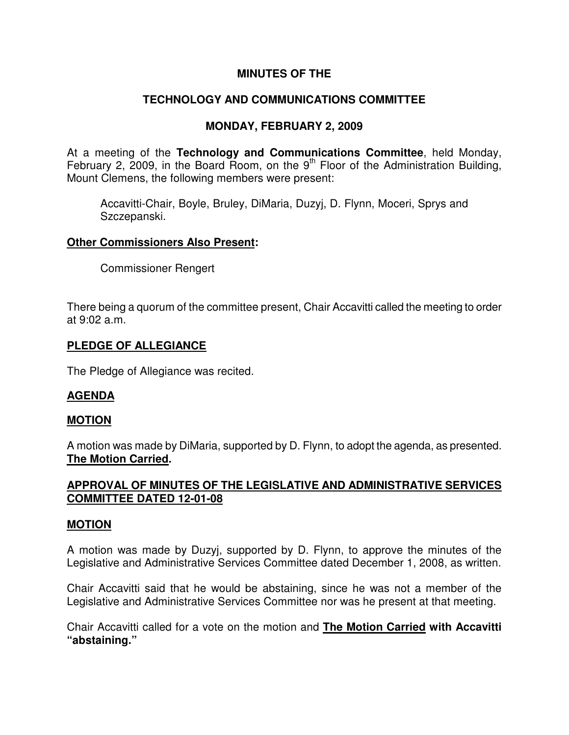# MINUTES OF THE

# TECHNOLOGY AND COMMUNICATIONS COMMITTEE

# MONDAY, FEBRUARY 2, 2009

At a meeting of the **Technology and Communications Committee**, held Monday, February 2, 2009, in the Board Room, on the 9th Floor of the Administration Building, Mount Clemens, the following members were present:

> Accavitti-Chair, Boyle, Bruley, DiMaria, Duzyj, D. Flynn, Moceri, Sprys and Szczepanski.

## Other Commissioners Also Present:

> Commissioner Rengert

There being a quorum of the committee present, Chair Accavitti called the meeting to order at 9:02 a.m.

## PLEDGE OF ALLEGIANCE

The Pledge of Allegiance was recited.

## AGENDA

## MOTION

A motion was made by DiMaria, supported by D. Flynn, to adopt the agenda, as presented. **The Motion Carried.**

## APPROVAL OF MINUTES OF THE LEGISLATIVE AND ADMINISTRATIVE SERVICES COMMITTEE DATED 12-01-08

## MOTION

A motion was made by Duzyj, supported by D. Flynn, to approve the minutes of the Legislative and Administrative Services Committee dated December 1, 2008, as written.

Chair Accavitti said that he would be abstaining, since he was not a member of the Legislative and Administrative Services Committee nor was he present at that meeting.

Chair Accavitti called for a vote on the motion and **The Motion Carried with Accavitti "abstaining."**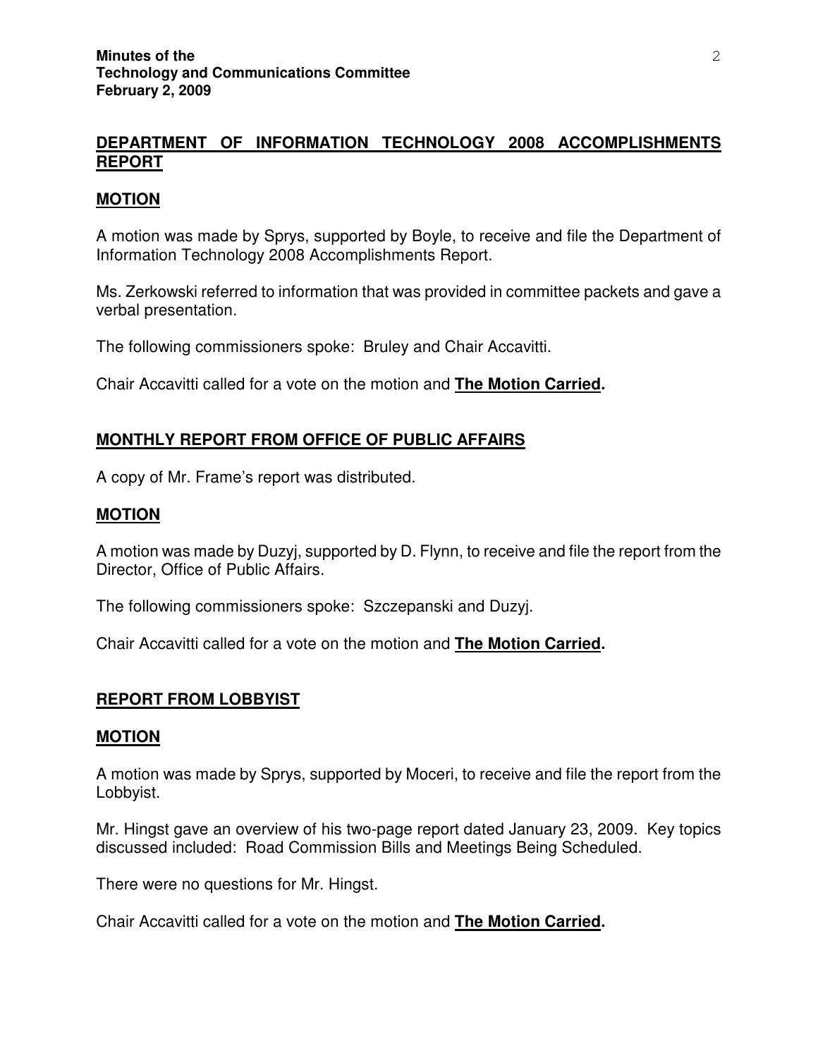## DEPARTMENT OF INFORMATION TECHNOLOGY 2008 ACCOMPLISHMENTS REPORT

### MOTION

A motion was made by Sprys, supported by Boyle, to receive and file the Department of Information Technology 2008 Accomplishments Report.

Ms. Zerkowski referred to information that was provided in committee packets and gave a verbal presentation.

The following commissioners spoke: Bruley and Chair Accavitti.

Chair Accavitti called for a vote on the motion and **The Motion Carried.**

## MONTHLY REPORT FROM OFFICE OF PUBLIC AFFAIRS

A copy of Mr. Frame's report was distributed.

### MOTION

A motion was made by Duzyj, supported by D. Flynn, to receive and file the report from the Director, Office of Public Affairs.

The following commissioners spoke: Szczepanski and Duzyj.

Chair Accavitti called for a vote on the motion and **The Motion Carried.**

## REPORT FROM LOBBYIST

### MOTION

A motion was made by Sprys, supported by Moceri, to receive and file the report from the Lobbyist.

Mr. Hingst gave an overview of his two-page report dated January 23, 2009. Key topics discussed included: Road Commission Bills and Meetings Being Scheduled.

There were no questions for Mr. Hingst.

Chair Accavitti called for a vote on the motion and **The Motion Carried.**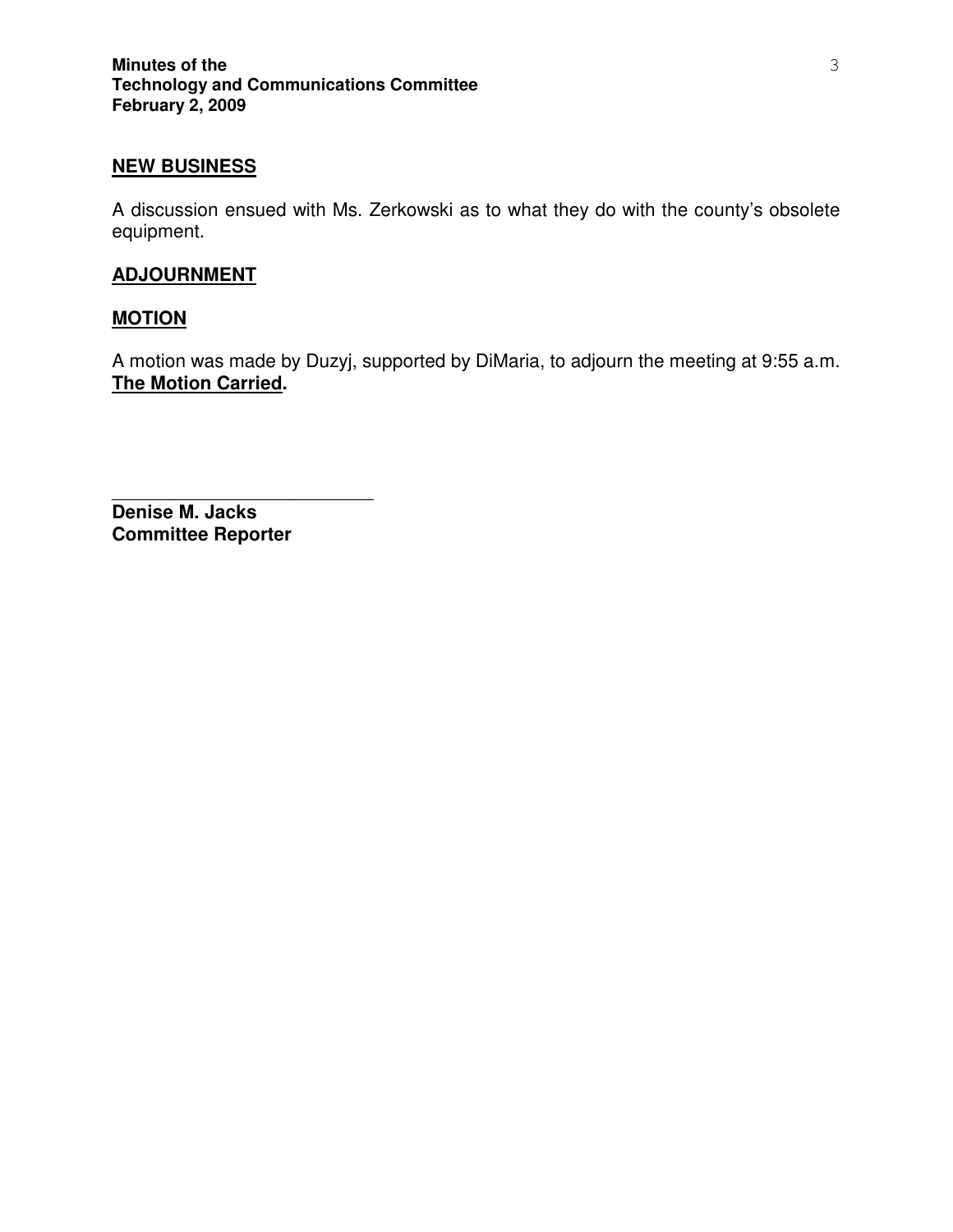## NEW BUSINESS

A discussion ensued with Ms. Zerkowski as to what they do with the county's obsolete equipment.

## ADJOURNMENT

## MOTION

A motion was made by Duzyj, supported by DiMaria, to adjourn the meeting at 9:55 a.m. **The Motion Carried.**

___________________________
**Denise M. Jacks**
**Committee Reporter**